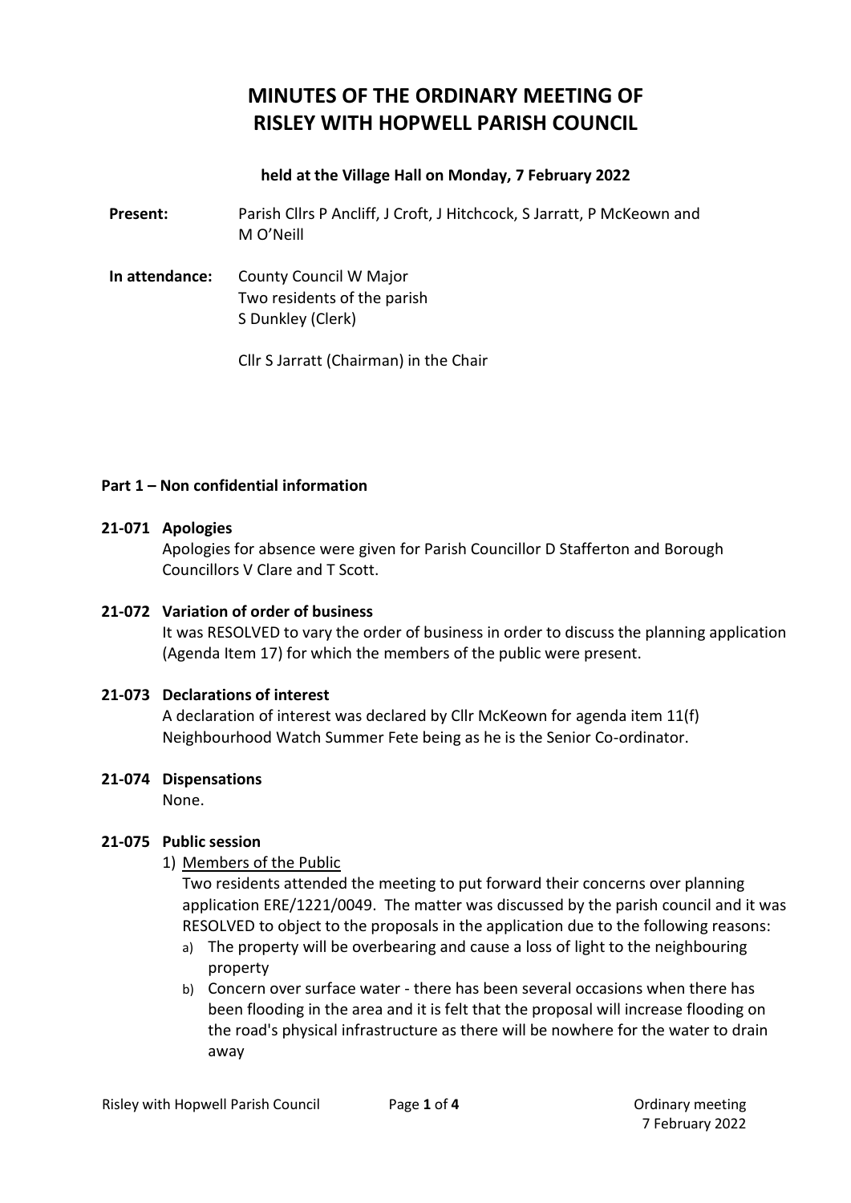# MINUTES OF THE ORDINARY MEETING OF RISLEY WITH HOPWELL PARISH COUNCIL

**held at the Village Hall on Monday, 7 February 2022**

**Present:** Parish Cllrs P Ancliff, J Croft, J Hitchcock, S Jarratt, P McKeown and M O'Neill

**In attendance:** County Council W Major
Two residents of the parish
S Dunkley (Clerk)

Cllr S Jarratt (Chairman) in the Chair

**Part 1 – Non confidential information**

**21-071 Apologies**

Apologies for absence were given for Parish Councillor D Stafferton and Borough Councillors V Clare and T Scott.

**21-072 Variation of order of business**

It was RESOLVED to vary the order of business in order to discuss the planning application (Agenda Item 17) for which the members of the public were present.

**21-073 Declarations of interest**

A declaration of interest was declared by Cllr McKeown for agenda item 11(f) Neighbourhood Watch Summer Fete being as he is the Senior Co-ordinator.

**21-074 Dispensations**

None.

**21-075 Public session**

1) Members of the Public

Two residents attended the meeting to put forward their concerns over planning application ERE/1221/0049. The matter was discussed by the parish council and it was RESOLVED to object to the proposals in the application due to the following reasons:

a) The property will be overbearing and cause a loss of light to the neighbouring property
b) Concern over surface water - there has been several occasions when there has been flooding in the area and it is felt that the proposal will increase flooding on the road's physical infrastructure as there will be nowhere for the water to drain away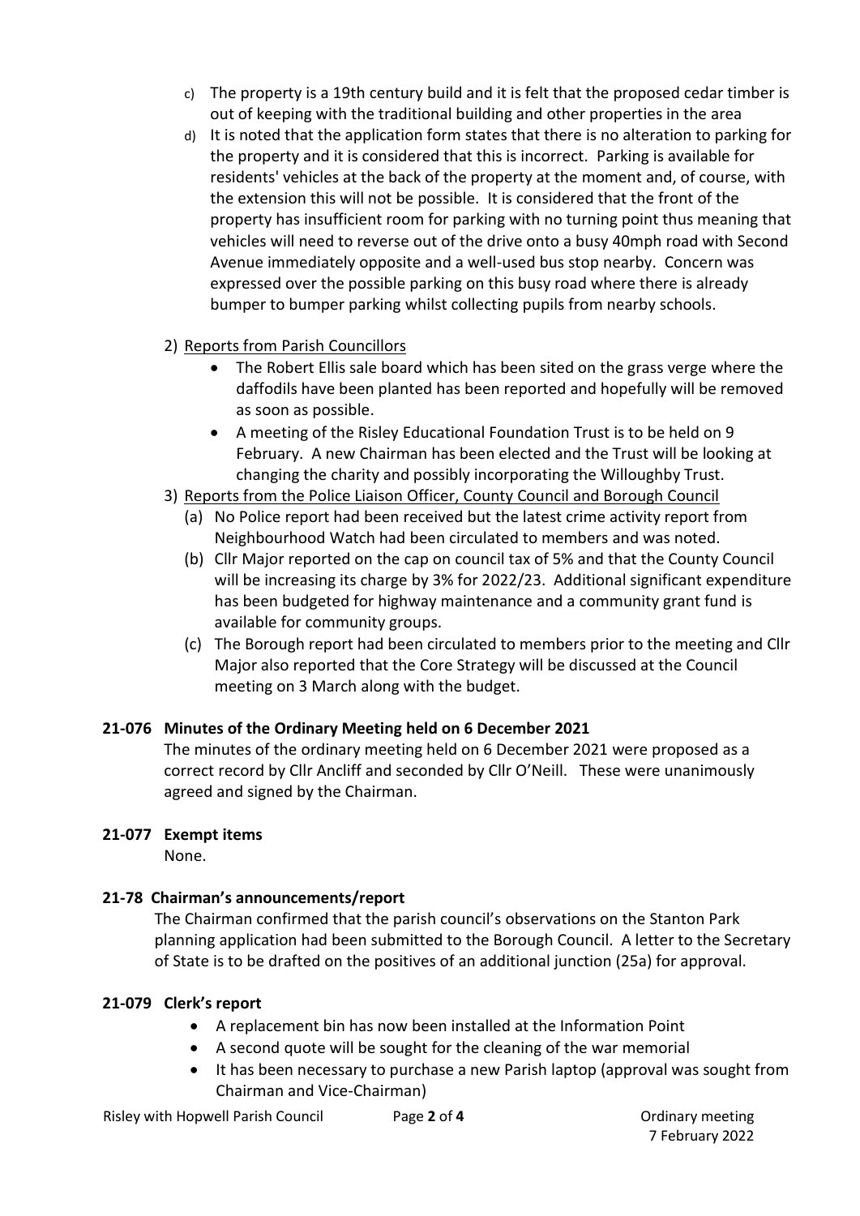c) The property is a 19th century build and it is felt that the proposed cedar timber is out of keeping with the traditional building and other properties in the area

d) It is noted that the application form states that there is no alteration to parking for the property and it is considered that this is incorrect. Parking is available for residents' vehicles at the back of the property at the moment and, of course, with the extension this will not be possible. It is considered that the front of the property has insufficient room for parking with no turning point thus meaning that vehicles will need to reverse out of the drive onto a busy 40mph road with Second Avenue immediately opposite and a well-used bus stop nearby. Concern was expressed over the possible parking on this busy road where there is already bumper to bumper parking whilst collecting pupils from nearby schools.

2) Reports from Parish Councillors
   - The Robert Ellis sale board which has been sited on the grass verge where the daffodils have been planted has been reported and hopefully will be removed as soon as possible.
   - A meeting of the Risley Educational Foundation Trust is to be held on 9 February. A new Chairman has been elected and the Trust will be looking at changing the charity and possibly incorporating the Willoughby Trust.

3) Reports from the Police Liaison Officer, County Council and Borough Council
   (a) No Police report had been received but the latest crime activity report from Neighbourhood Watch had been circulated to members and was noted.
   (b) Cllr Major reported on the cap on council tax of 5% and that the County Council will be increasing its charge by 3% for 2022/23. Additional significant expenditure has been budgeted for highway maintenance and a community grant fund is available for community groups.
   (c) The Borough report had been circulated to members prior to the meeting and Cllr Major also reported that the Core Strategy will be discussed at the Council meeting on 3 March along with the budget.

### 21-076 Minutes of the Ordinary Meeting held on 6 December 2021

The minutes of the ordinary meeting held on 6 December 2021 were proposed as a correct record by Cllr Ancliff and seconded by Cllr O'Neill. These were unanimously agreed and signed by the Chairman.

### 21-077 Exempt items

None.

### 21-78 Chairman's announcements/report

The Chairman confirmed that the parish council's observations on the Stanton Park planning application had been submitted to the Borough Council. A letter to the Secretary of State is to be drafted on the positives of an additional junction (25a) for approval.

### 21-079 Clerk's report

- A replacement bin has now been installed at the Information Point
- A second quote will be sought for the cleaning of the war memorial
- It has been necessary to purchase a new Parish laptop (approval was sought from Chairman and Vice-Chairman)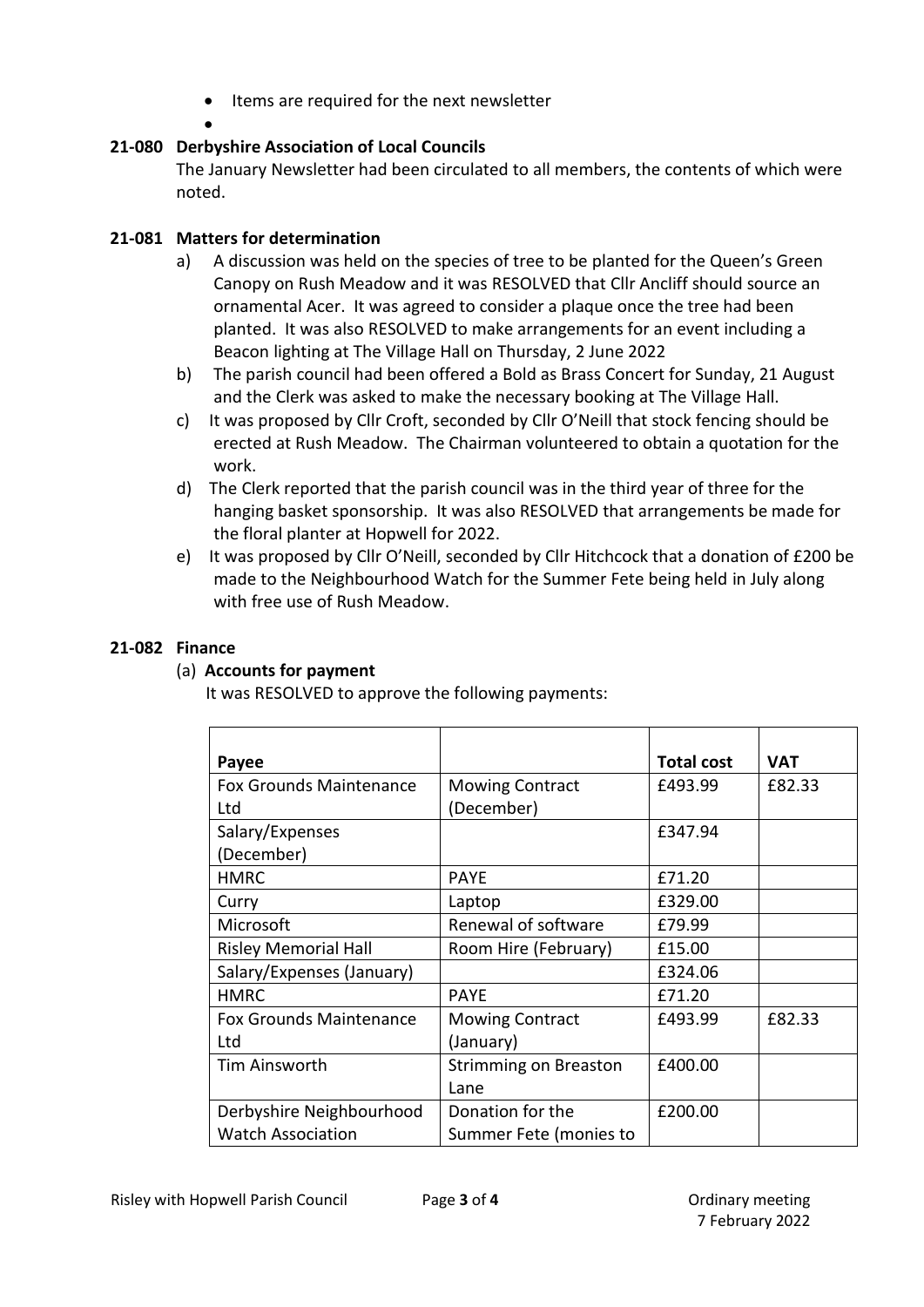- Items are required for the next newsletter
-

### 21-080 Derbyshire Association of Local Councils

The January Newsletter had been circulated to all members, the contents of which were noted.

### 21-081 Matters for determination

a) A discussion was held on the species of tree to be planted for the Queen's Green Canopy on Rush Meadow and it was RESOLVED that Cllr Ancliff should source an ornamental Acer. It was agreed to consider a plaque once the tree had been planted. It was also RESOLVED to make arrangements for an event including a Beacon lighting at The Village Hall on Thursday, 2 June 2022

b) The parish council had been offered a Bold as Brass Concert for Sunday, 21 August and the Clerk was asked to make the necessary booking at The Village Hall.

c) It was proposed by Cllr Croft, seconded by Cllr O'Neill that stock fencing should be erected at Rush Meadow. The Chairman volunteered to obtain a quotation for the work.

d) The Clerk reported that the parish council was in the third year of three for the hanging basket sponsorship. It was also RESOLVED that arrangements be made for the floral planter at Hopwell for 2022.

e) It was proposed by Cllr O'Neill, seconded by Cllr Hitchcock that a donation of £200 be made to the Neighbourhood Watch for the Summer Fete being held in July along with free use of Rush Meadow.

### 21-082 Finance

(a) **Accounts for payment**

It was RESOLVED to approve the following payments:

| Payee | | Total cost | VAT |
|---|---|---|---|
| Fox Grounds Maintenance Ltd | Mowing Contract (December) | £493.99 | £82.33 |
| Salary/Expenses (December) | | £347.94 | |
| HMRC | PAYE | £71.20 | |
| Curry | Laptop | £329.00 | |
| Microsoft | Renewal of software | £79.99 | |
| Risley Memorial Hall | Room Hire (February) | £15.00 | |
| Salary/Expenses (January) | | £324.06 | |
| HMRC | PAYE | £71.20 | |
| Fox Grounds Maintenance Ltd | Mowing Contract (January) | £493.99 | £82.33 |
| Tim Ainsworth | Strimming on Breaston Lane | £400.00 | |
| Derbyshire Neighbourhood Watch Association | Donation for the Summer Fete (monies to | £200.00 | |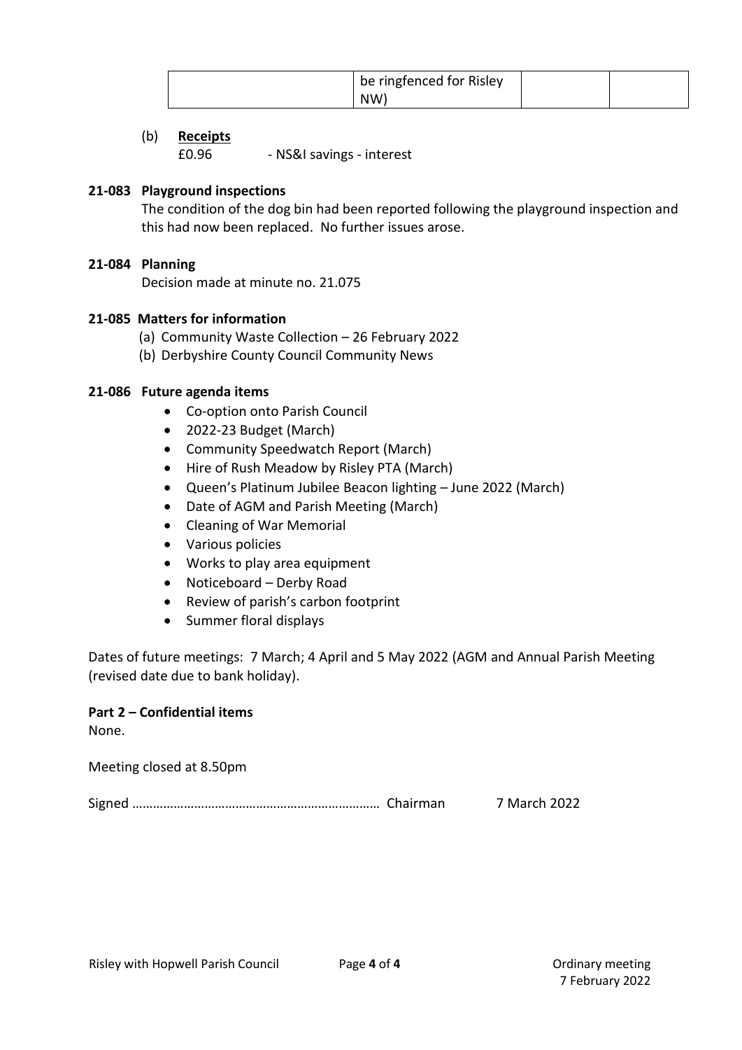| | | | |
|---|---|---|---|
| | be ringfenced for Risley NW) | | |

(b) **Receipts**

£0.96 - NS&I savings - interest

**21-083 Playground inspections**

The condition of the dog bin had been reported following the playground inspection and this had now been replaced. No further issues arose.

**21-084 Planning**

Decision made at minute no. 21.075

**21-085 Matters for information**

(a) Community Waste Collection – 26 February 2022
(b) Derbyshire County Council Community News

**21-086 Future agenda items**

- Co-option onto Parish Council
- 2022-23 Budget (March)
- Community Speedwatch Report (March)
- Hire of Rush Meadow by Risley PTA (March)
- Queen's Platinum Jubilee Beacon lighting – June 2022 (March)
- Date of AGM and Parish Meeting (March)
- Cleaning of War Memorial
- Various policies
- Works to play area equipment
- Noticeboard – Derby Road
- Review of parish's carbon footprint
- Summer floral displays

Dates of future meetings: 7 March; 4 April and 5 May 2022 (AGM and Annual Parish Meeting (revised date due to bank holiday).

**Part 2 – Confidential items**

None.

Meeting closed at 8.50pm

Signed ……………………………………………………………… Chairman 7 March 2022